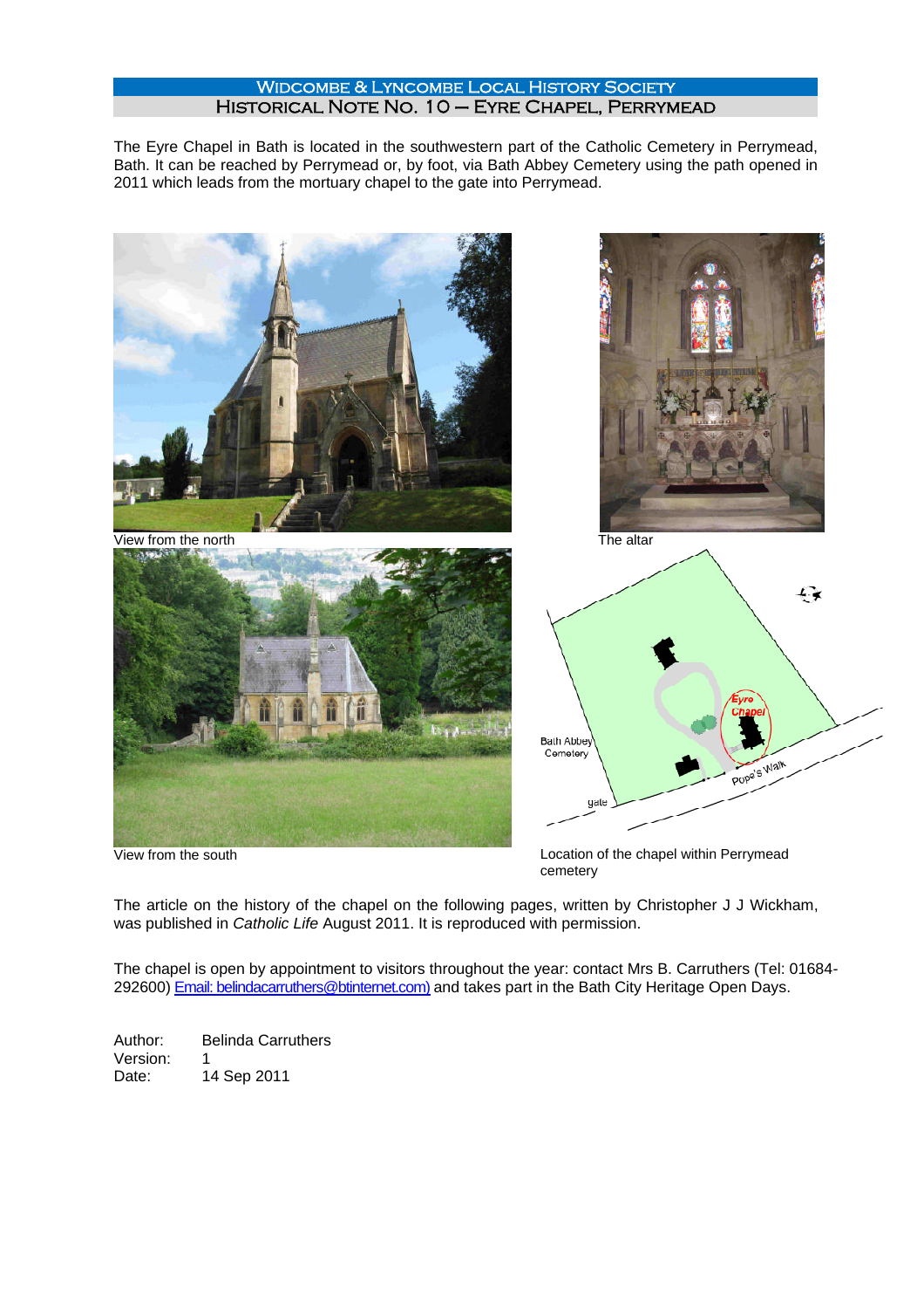# Widcombe & Lyncombe Local History Society

## Historical Note No. 10 – Eyre Chapel, Perrymead

The Eyre Chapel in Bath is located in the southwestern part of the Catholic Cemetery in Perrymead, Bath. It can be reached by Perrymead or, by foot, via Bath Abbey Cemetery using the path opened in 2011 which leads from the mortuary chapel to the gate into Perrymead.

View from the north

The altar

View from the south

Location of the chapel within Perrymead cemetery

The article on the history of the chapel on the following pages, written by Christopher J J Wickham, was published in *Catholic Life* August 2011. It is reproduced with permission.

The chapel is open by appointment to visitors throughout the year: contact Mrs B. Carruthers (Tel: 01684-292600) [Email: belindacarruthers@btinternet.com)](mailto:belindacarruthers@btinternet.com) and takes part in the Bath City Heritage Open Days.

Author: Belinda Carruthers
Version: 1
Date: 14 Sep 2011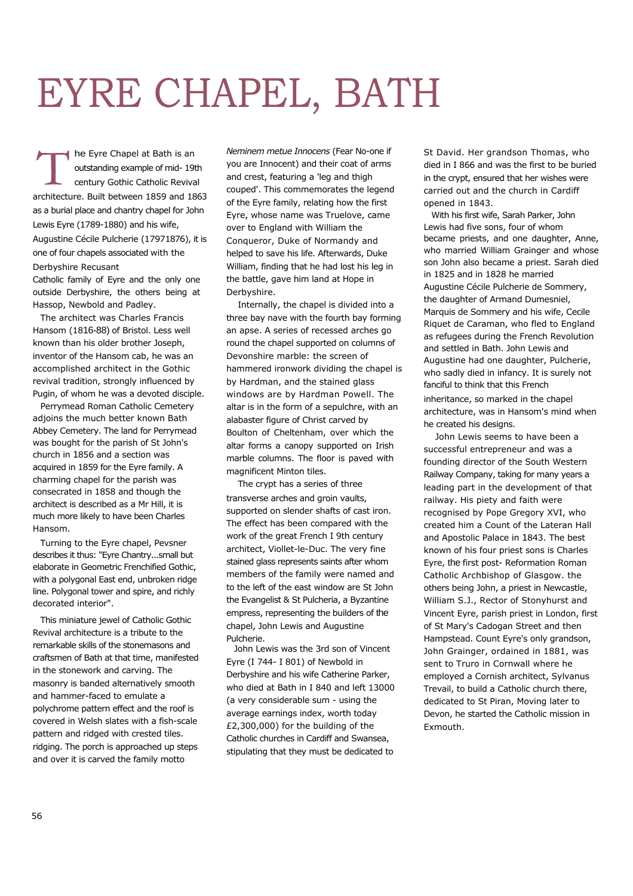# EYRE CHAPEL, BATH

The Eyre Chapel at Bath is an outstanding example of mid- 19th century Gothic Catholic Revival architecture. Built between 1859 and 1863 as a burial place and chantry chapel for John Lewis Eyre (1789-1880) and his wife, Augustine Cécile Pulcherie (17971876), it is one of four chapels associated with the Derbyshire Recusant Catholic family of Eyre and the only one outside Derbyshire, the others being at Hassop, Newbold and Padley.

The architect was Charles Francis Hansom (1816-88) of Bristol. Less well known than his older brother Joseph, inventor of the Hansom cab, he was an accomplished architect in the Gothic revival tradition, strongly influenced by Pugin, of whom he was a devoted disciple.

Perrymead Roman Catholic Cemetery adjoins the much better known Bath Abbey Cemetery. The land for Perrymead was bought for the parish of St John's church in 1856 and a section was acquired in 1859 for the Eyre family. A charming chapel for the parish was consecrated in 1858 and though the architect is described as a Mr Hill, it is much more likely to have been Charles Hansom.

Turning to the Eyre chapel, Pevsner describes it thus: "Eyre Chantry...small but elaborate in Geometric Frenchified Gothic, with a polygonal East end, unbroken ridge line. Polygonal tower and spire, and richly decorated interior".

This miniature jewel of Catholic Gothic Revival architecture is a tribute to the remarkable skills of the stonemasons and craftsmen of Bath at that time, manifested in the stonework and carving. The masonry is banded alternatively smooth and hammer-faced to emulate a polychrome pattern effect and the roof is covered in Welsh slates with a fish-scale pattern and ridged with crested tiles. ridging. The porch is approached up steps and over it is carved the family motto *Neminem metue Innocens* (Fear No-one if you are Innocent) and their coat of arms and crest, featuring a 'leg and thigh couped'. This commemorates the legend of the Eyre family, relating how the first Eyre, whose name was Truelove, came over to England with William the Conqueror, Duke of Normandy and helped to save his life. Afterwards, Duke William, finding that he had lost his leg in the battle, gave him land at Hope in Derbyshire.

Internally, the chapel is divided into a three bay nave with the fourth bay forming an apse. A series of recessed arches go round the chapel supported on columns of Devonshire marble: the screen of hammered ironwork dividing the chapel is by Hardman, and the stained glass windows are by Hardman Powell. The altar is in the form of a sepulchre, with an alabaster figure of Christ carved by Boulton of Cheltenham, over which the altar forms a canopy supported on Irish marble columns. The floor is paved with magnificent Minton tiles.

The crypt has a series of three transverse arches and groin vaults, supported on slender shafts of cast iron. The effect has been compared with the work of the great French I 9th century architect, Viollet-le-Duc. The very fine stained glass represents saints after whom members of the family were named and to the left of the east window are St John the Evangelist & St Pulcheria, a Byzantine empress, representing the builders of the chapel, John Lewis and Augustine Pulcherie.

John Lewis was the 3rd son of Vincent Eyre (I 744- I 801) of Newbold in Derbyshire and his wife Catherine Parker, who died at Bath in I 840 and left 13000 (a very considerable sum - using the average earnings index, worth today £2,300,000) for the building of the Catholic churches in Cardiff and Swansea, stipulating that they must be dedicated to St David. Her grandson Thomas, who died in I 866 and was the first to be buried in the crypt, ensured that her wishes were carried out and the church in Cardiff opened in 1843.

With his first wife, Sarah Parker, John Lewis had five sons, four of whom became priests, and one daughter, Anne, who married William Grainger and whose son John also became a priest. Sarah died in 1825 and in 1828 he married Augustine Cécile Pulcherie de Sommery, the daughter of Armand Dumesniel, Marquis de Sommery and his wife, Cecile Riquet de Caraman, who fled to England as refugees during the French Revolution and settled in Bath. John Lewis and Augustine had one daughter, Pulcherie, who sadly died in infancy. It is surely not fanciful to think that this French inheritance, so marked in the chapel architecture, was in Hansom's mind when he created his designs.

John Lewis seems to have been a successful entrepreneur and was a founding director of the South Western Railway Company, taking for many years a leading part in the development of that railway. His piety and faith were recognised by Pope Gregory XVI, who created him a Count of the Lateran Hall and Apostolic Palace in 1843. The best known of his four priest sons is Charles Eyre, the first post- Reformation Roman Catholic Archbishop of Glasgow. the others being John, a priest in Newcastle, William S.J., Rector of Stonyhurst and Vincent Eyre, parish priest in London, first of St Mary's Cadogan Street and then Hampstead. Count Eyre's only grandson, John Grainger, ordained in 1881, was sent to Truro in Cornwall where he employed a Cornish architect, Sylvanus Trevail, to build a Catholic church there, dedicated to St Piran, Moving later to Devon, he started the Catholic mission in Exmouth.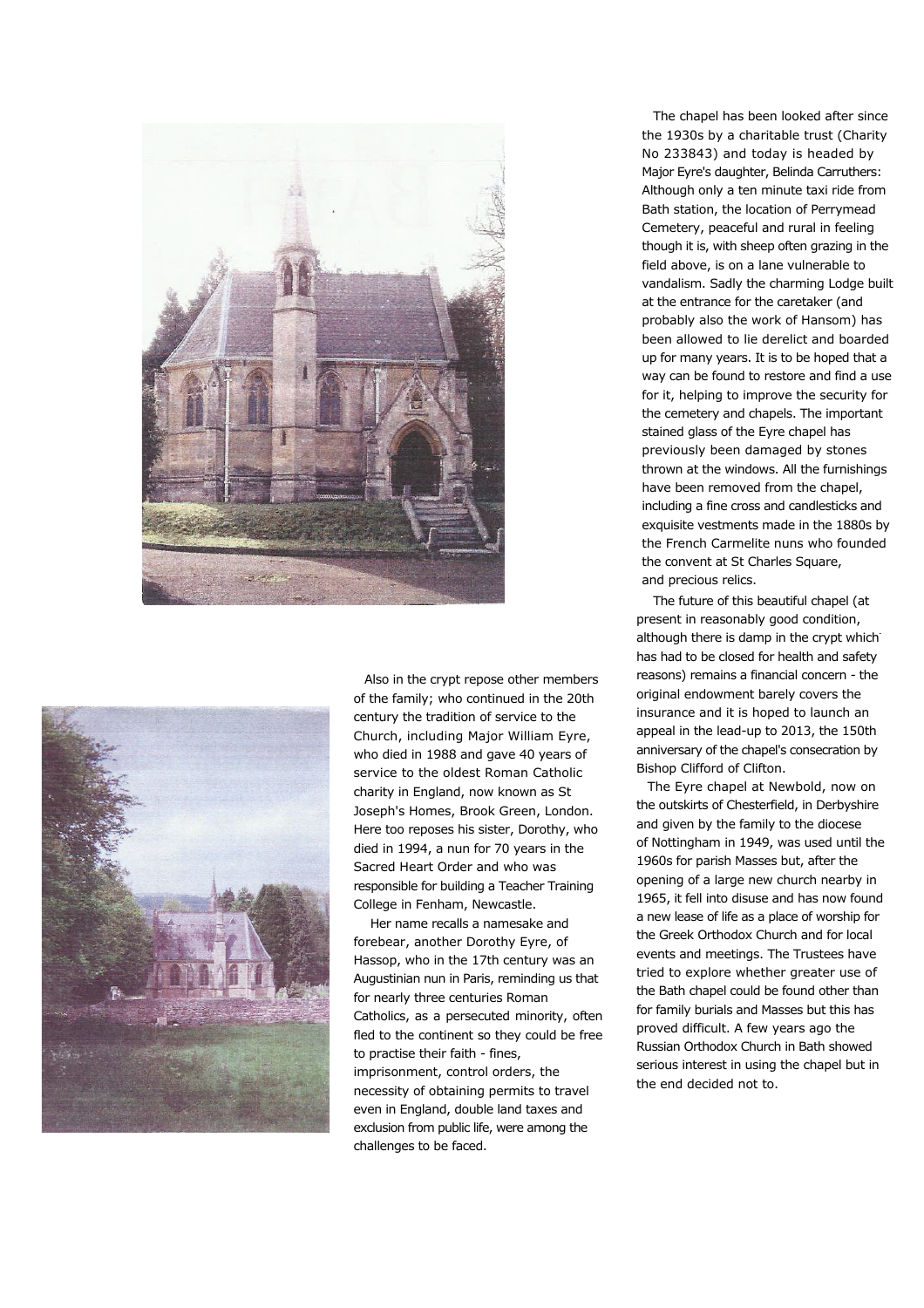Also in the crypt repose other members of the family; who continued in the 20th century the tradition of service to the Church, including Major William Eyre, who died in 1988 and gave 40 years of service to the oldest Roman Catholic charity in England, now known as St Joseph's Homes, Brook Green, London. Here too reposes his sister, Dorothy, who died in 1994, a nun for 70 years in the Sacred Heart Order and who was responsible for building a Teacher Training College in Fenham, Newcastle.

Her name recalls a namesake and forebear, another Dorothy Eyre, of Hassop, who in the 17th century was an Augustinian nun in Paris, reminding us that for nearly three centuries Roman Catholics, as a persecuted minority, often fled to the continent so they could be free to practise their faith - fines, imprisonment, control orders, the necessity of obtaining permits to travel even in England, double land taxes and exclusion from public life, were among the challenges to be faced.

The chapel has been looked after since the 1930s by a charitable trust (Charity No 233843) and today is headed by Major Eyre's daughter, Belinda Carruthers: Although only a ten minute taxi ride from Bath station, the location of Perrymead Cemetery, peaceful and rural in feeling though it is, with sheep often grazing in the field above, is on a lane vulnerable to vandalism. Sadly the charming Lodge built at the entrance for the caretaker (and probably also the work of Hansom) has been allowed to lie derelict and boarded up for many years. It is to be hoped that a way can be found to restore and find a use for it, helping to improve the security for the cemetery and chapels. The important stained glass of the Eyre chapel has previously been damaged by stones thrown at the windows. All the furnishings have been removed from the chapel, including a fine cross and candlesticks and exquisite vestments made in the 1880s by the French Carmelite nuns who founded the convent at St Charles Square, and precious relics.

The future of this beautiful chapel (at present in reasonably good condition, although there is damp in the crypt which has had to be closed for health and safety reasons) remains a financial concern - the original endowment barely covers the insurance and it is hoped to launch an appeal in the lead-up to 2013, the 150th anniversary of the chapel's consecration by Bishop Clifford of Clifton.

The Eyre chapel at Newbold, now on the outskirts of Chesterfield, in Derbyshire and given by the family to the diocese of Nottingham in 1949, was used until the 1960s for parish Masses but, after the opening of a large new church nearby in 1965, it fell into disuse and has now found a new lease of life as a place of worship for the Greek Orthodox Church and for local events and meetings. The Trustees have tried to explore whether greater use of the Bath chapel could be found other than for family burials and Masses but this has proved difficult. A few years ago the Russian Orthodox Church in Bath showed serious interest in using the chapel but in the end decided not to.